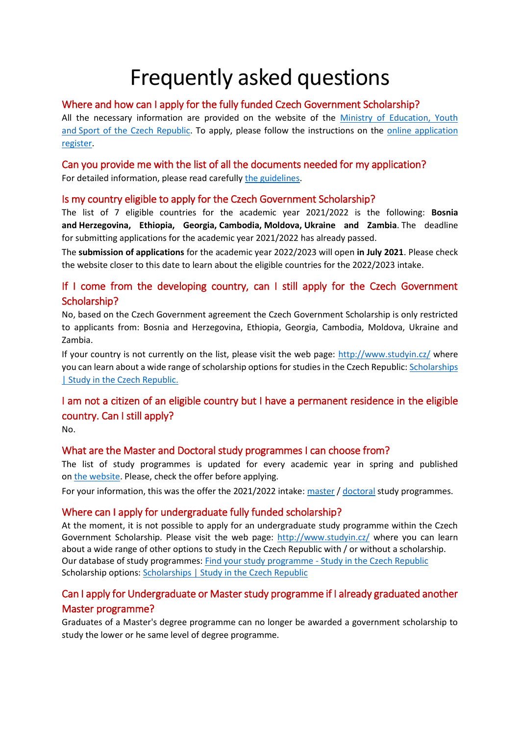# Frequently asked questions

## Where and how can I apply for the fully funded Czech Government Scholarship?

All the necessary information are provided on the website of the Ministry of Education, Youth and Sport of the Czech Republic. To apply, please follow the instructions on the online application register.

## Can you provide me with the list of all the documents needed for my application?

For detailed information, please read carefully the guidelines.

## Is my country eligible to apply for the Czech Government Scholarship?

The list of 7 eligible countries for the academic year 2021/2022 is the following: **Bosnia and Herzegovina, Ethiopia, Georgia, Cambodia, Moldova, Ukraine** and **Zambia**. The deadline for submitting applications for the academic year 2021/2022 has already passed.

The **submission of applications** for the academic year 2022/2023 will open **in July 2021**. Please check the website closer to this date to learn about the eligible countries for the 2022/2023 intake.

## If I come from the developing country, can I still apply for the Czech Government Scholarship?

No, based on the Czech Government agreement the Czech Government Scholarship is only restricted to applicants from: Bosnia and Herzegovina, Ethiopia, Georgia, Cambodia, Moldova, Ukraine and Zambia.

If your country is not currently on the list, please visit the web page: http://www.studyin.cz/ where you can learn about a wide range of scholarship options for studies in the Czech Republic: Scholarships | Study in the Czech Republic.

## I am not a citizen of an eligible country but I have a permanent residence in the eligible country. Can I still apply?

No.

## What are the Master and Doctoral study programmes I can choose from?

The list of study programmes is updated for every academic year in spring and published on the website. Please, check the offer before applying.

For your information, this was the offer the 2021/2022 intake: master / doctoral study programmes.

## Where can I apply for undergraduate fully funded scholarship?

At the moment, it is not possible to apply for an undergraduate study programme within the Czech Government Scholarship. Please visit the web page: http://www.studyin.cz/ where you can learn about a wide range of other options to study in the Czech Republic with / or without a scholarship.
Our database of study programmes: Find your study programme - Study in the Czech Republic
Scholarship options: Scholarships | Study in the Czech Republic

## Can I apply for Undergraduate or Master study programme if I already graduated another Master programme?

Graduates of a Master's degree programme can no longer be awarded a government scholarship to study the lower or he same level of degree programme.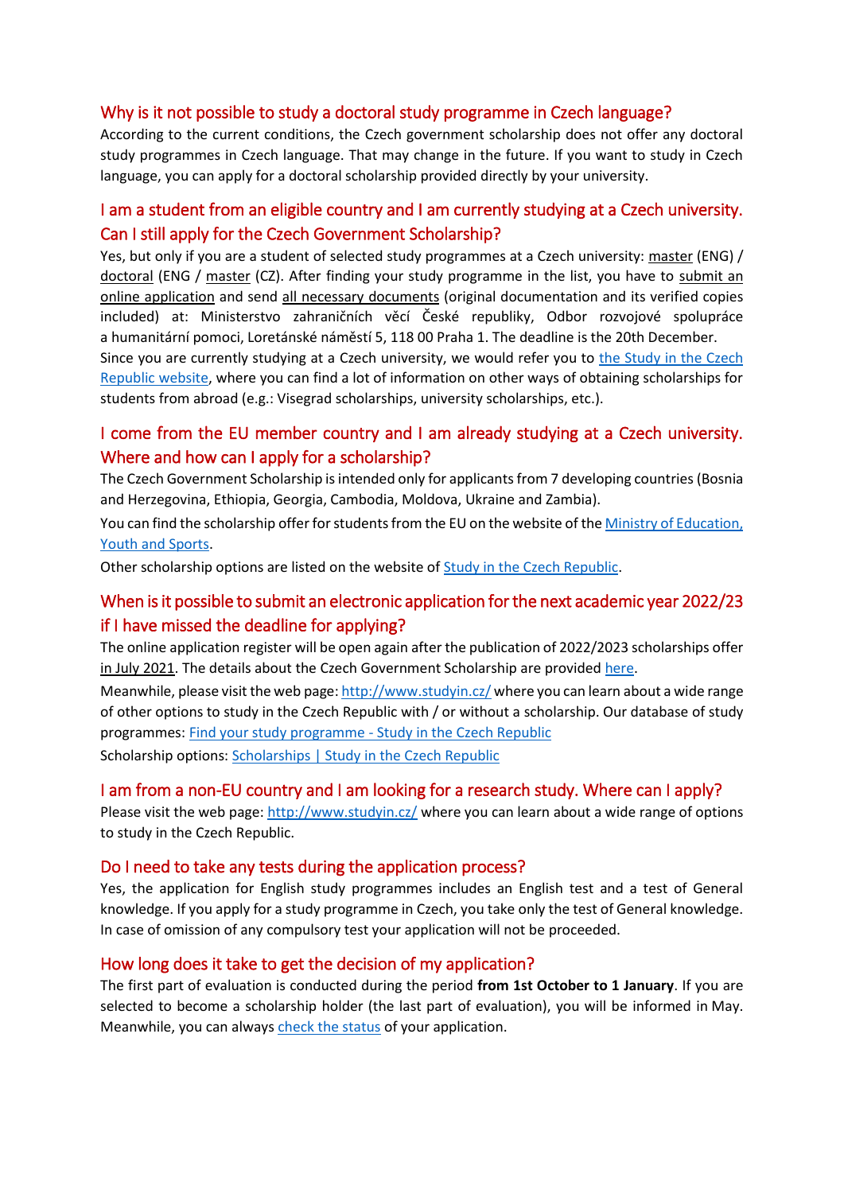## Why is it not possible to study a doctoral study programme in Czech language?

According to the current conditions, the Czech government scholarship does not offer any doctoral study programmes in Czech language. That may change in the future. If you want to study in Czech language, you can apply for a doctoral scholarship provided directly by your university.

## I am a student from an eligible country and I am currently studying at a Czech university. Can I still apply for the Czech Government Scholarship?

Yes, but only if you are a student of selected study programmes at a Czech university: master (ENG) / doctoral (ENG / master (CZ). After finding your study programme in the list, you have to submit an online application and send all necessary documents (original documentation and its verified copies included) at: Ministerstvo zahraničních věcí České republiky, Odbor rozvojové spolupráce a humanitární pomoci, Loretánské náměstí 5, 118 00 Praha 1. The deadline is the 20th December.

Since you are currently studying at a Czech university, we would refer you to the Study in the Czech Republic website, where you can find a lot of information on other ways of obtaining scholarships for students from abroad (e.g.: Visegrad scholarships, university scholarships, etc.).

## I come from the EU member country and I am already studying at a Czech university. Where and how can I apply for a scholarship?

The Czech Government Scholarship is intended only for applicants from 7 developing countries (Bosnia and Herzegovina, Ethiopia, Georgia, Cambodia, Moldova, Ukraine and Zambia).

You can find the scholarship offer for students from the EU on the website of the Ministry of Education, Youth and Sports.

Other scholarship options are listed on the website of Study in the Czech Republic.

## When is it possible to submit an electronic application for the next academic year 2022/23 if I have missed the deadline for applying?

The online application register will be open again after the publication of 2022/2023 scholarships offer in July 2021. The details about the Czech Government Scholarship are provided here.

Meanwhile, please visit the web page: http://www.studyin.cz/ where you can learn about a wide range of other options to study in the Czech Republic with / or without a scholarship. Our database of study programmes: Find your study programme - Study in the Czech Republic

Scholarship options: Scholarships | Study in the Czech Republic

## I am from a non-EU country and I am looking for a research study. Where can I apply?

Please visit the web page: http://www.studyin.cz/ where you can learn about a wide range of options to study in the Czech Republic.

## Do I need to take any tests during the application process?

Yes, the application for English study programmes includes an English test and a test of General knowledge. If you apply for a study programme in Czech, you take only the test of General knowledge. In case of omission of any compulsory test your application will not be proceeded.

## How long does it take to get the decision of my application?

The first part of evaluation is conducted during the period **from 1st October to 1 January**. If you are selected to become a scholarship holder (the last part of evaluation), you will be informed in May. Meanwhile, you can always check the status of your application.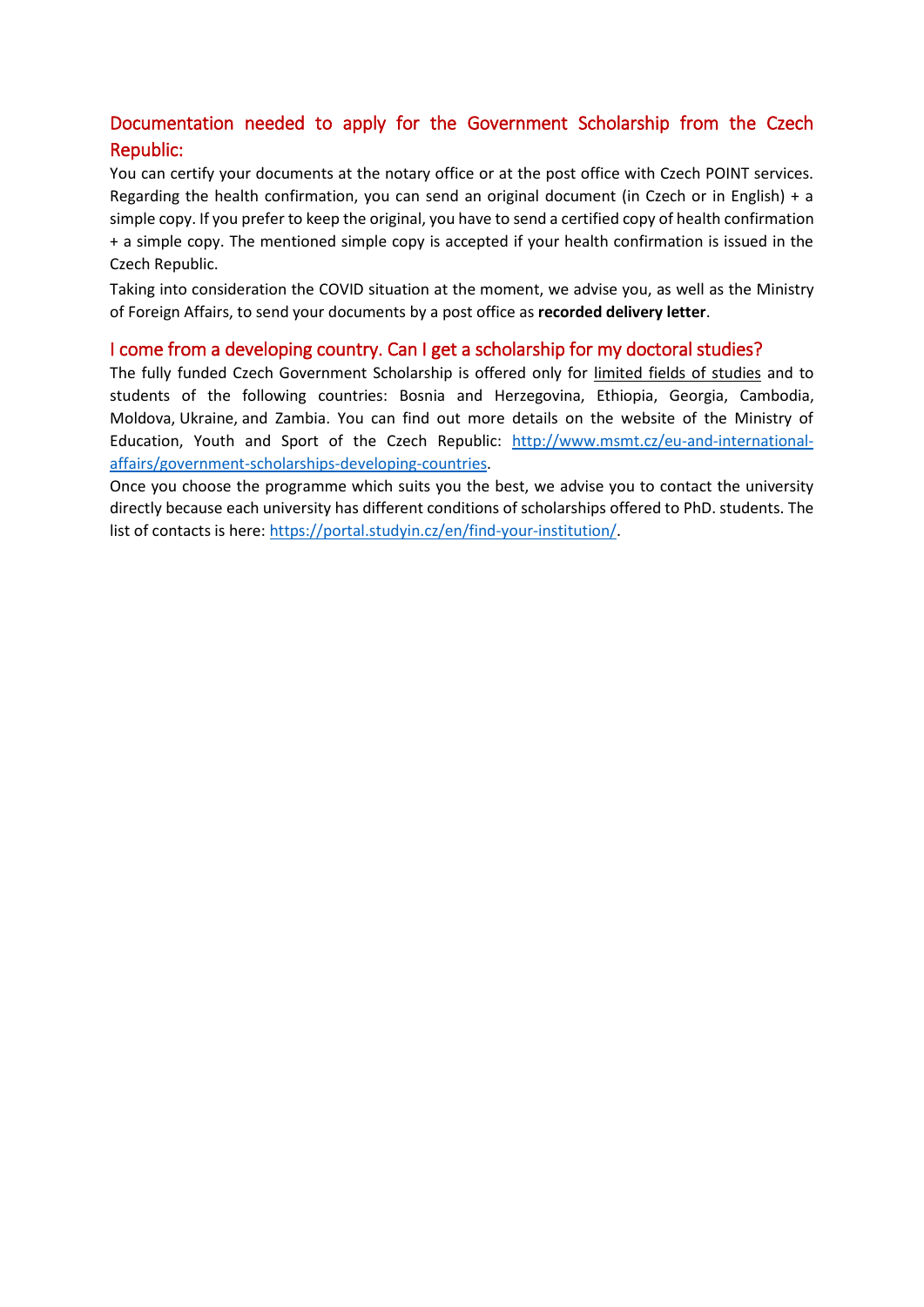## Documentation needed to apply for the Government Scholarship from the Czech Republic:

You can certify your documents at the notary office or at the post office with Czech POINT services. Regarding the health confirmation, you can send an original document (in Czech or in English) + a simple copy. If you prefer to keep the original, you have to send a certified copy of health confirmation + a simple copy. The mentioned simple copy is accepted if your health confirmation is issued in the Czech Republic.

Taking into consideration the COVID situation at the moment, we advise you, as well as the Ministry of Foreign Affairs, to send your documents by a post office as **recorded delivery letter**.

## I come from a developing country. Can I get a scholarship for my doctoral studies?

The fully funded Czech Government Scholarship is offered only for limited fields of studies and to students of the following countries: Bosnia and Herzegovina, Ethiopia, Georgia, Cambodia, Moldova, Ukraine, and Zambia. You can find out more details on the website of the Ministry of Education, Youth and Sport of the Czech Republic: [http://www.msmt.cz/eu-and-international-affairs/government-scholarships-developing-countries](http://www.msmt.cz/eu-and-international-affairs/government-scholarships-developing-countries).

Once you choose the programme which suits you the best, we advise you to contact the university directly because each university has different conditions of scholarships offered to PhD. students. The list of contacts is here: [https://portal.studyin.cz/en/find-your-institution/](https://portal.studyin.cz/en/find-your-institution/).